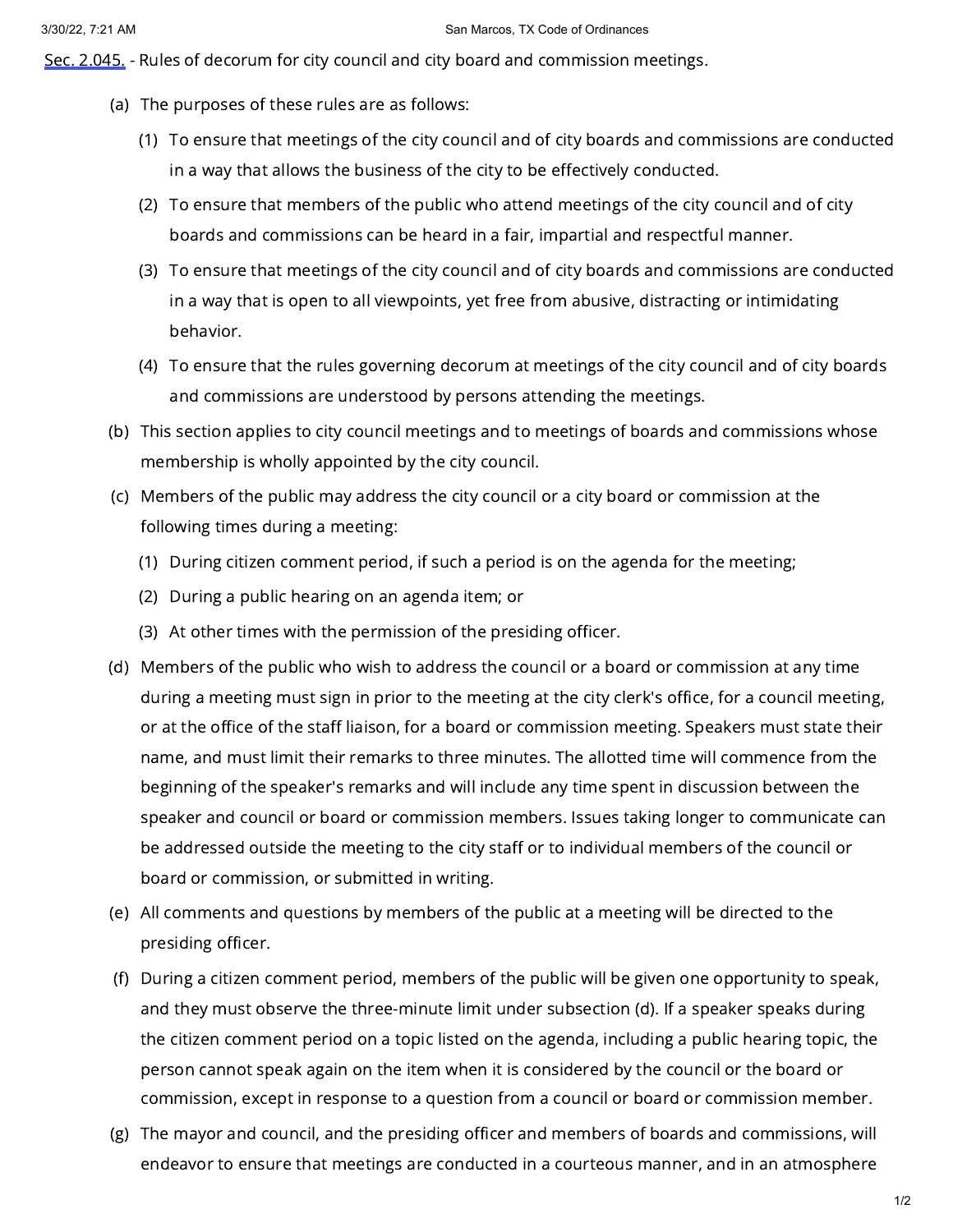Sec. 2.045. - Rules of decorum for city council and city board and commission meetings.

(a) The purposes of these rules are as follows:

  (1) To ensure that meetings of the city council and of city boards and commissions are conducted in a way that allows the business of the city to be effectively conducted.

  (2) To ensure that members of the public who attend meetings of the city council and of city boards and commissions can be heard in a fair, impartial and respectful manner.

  (3) To ensure that meetings of the city council and of city boards and commissions are conducted in a way that is open to all viewpoints, yet free from abusive, distracting or intimidating behavior.

  (4) To ensure that the rules governing decorum at meetings of the city council and of city boards and commissions are understood by persons attending the meetings.

(b) This section applies to city council meetings and to meetings of boards and commissions whose membership is wholly appointed by the city council.

(c) Members of the public may address the city council or a city board or commission at the following times during a meeting:

  (1) During citizen comment period, if such a period is on the agenda for the meeting;

  (2) During a public hearing on an agenda item; or

  (3) At other times with the permission of the presiding officer.

(d) Members of the public who wish to address the council or a board or commission at any time during a meeting must sign in prior to the meeting at the city clerk's office, for a council meeting, or at the office of the staff liaison, for a board or commission meeting. Speakers must state their name, and must limit their remarks to three minutes. The allotted time will commence from the beginning of the speaker's remarks and will include any time spent in discussion between the speaker and council or board or commission members. Issues taking longer to communicate can be addressed outside the meeting to the city staff or to individual members of the council or board or commission, or submitted in writing.

(e) All comments and questions by members of the public at a meeting will be directed to the presiding officer.

(f) During a citizen comment period, members of the public will be given one opportunity to speak, and they must observe the three-minute limit under subsection (d). If a speaker speaks during the citizen comment period on a topic listed on the agenda, including a public hearing topic, the person cannot speak again on the item when it is considered by the council or the board or commission, except in response to a question from a council or board or commission member.

(g) The mayor and council, and the presiding officer and members of boards and commissions, will endeavor to ensure that meetings are conducted in a courteous manner, and in an atmosphere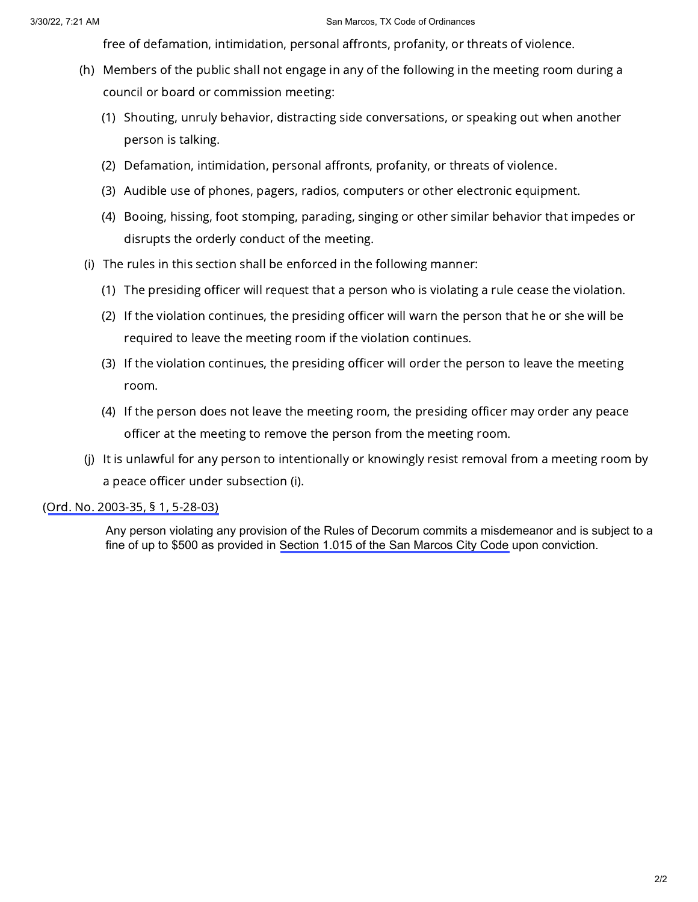free of defamation, intimidation, personal affronts, profanity, or threats of violence.

(h) Members of the public shall not engage in any of the following in the meeting room during a council or board or commission meeting:

(1) Shouting, unruly behavior, distracting side conversations, or speaking out when another person is talking.

(2) Defamation, intimidation, personal affronts, profanity, or threats of violence.

(3) Audible use of phones, pagers, radios, computers or other electronic equipment.

(4) Booing, hissing, foot stomping, parading, singing or other similar behavior that impedes or disrupts the orderly conduct of the meeting.

(i) The rules in this section shall be enforced in the following manner:

(1) The presiding officer will request that a person who is violating a rule cease the violation.

(2) If the violation continues, the presiding officer will warn the person that he or she will be required to leave the meeting room if the violation continues.

(3) If the violation continues, the presiding officer will order the person to leave the meeting room.

(4) If the person does not leave the meeting room, the presiding officer may order any peace officer at the meeting to remove the person from the meeting room.

(j) It is unlawful for any person to intentionally or knowingly resist removal from a meeting room by a peace officer under subsection (i).

(Ord. No. 2003-35, § 1, 5-28-03)

Any person violating any provision of the Rules of Decorum commits a misdemeanor and is subject to a fine of up to $500 as provided in Section 1.015 of the San Marcos City Code upon conviction.